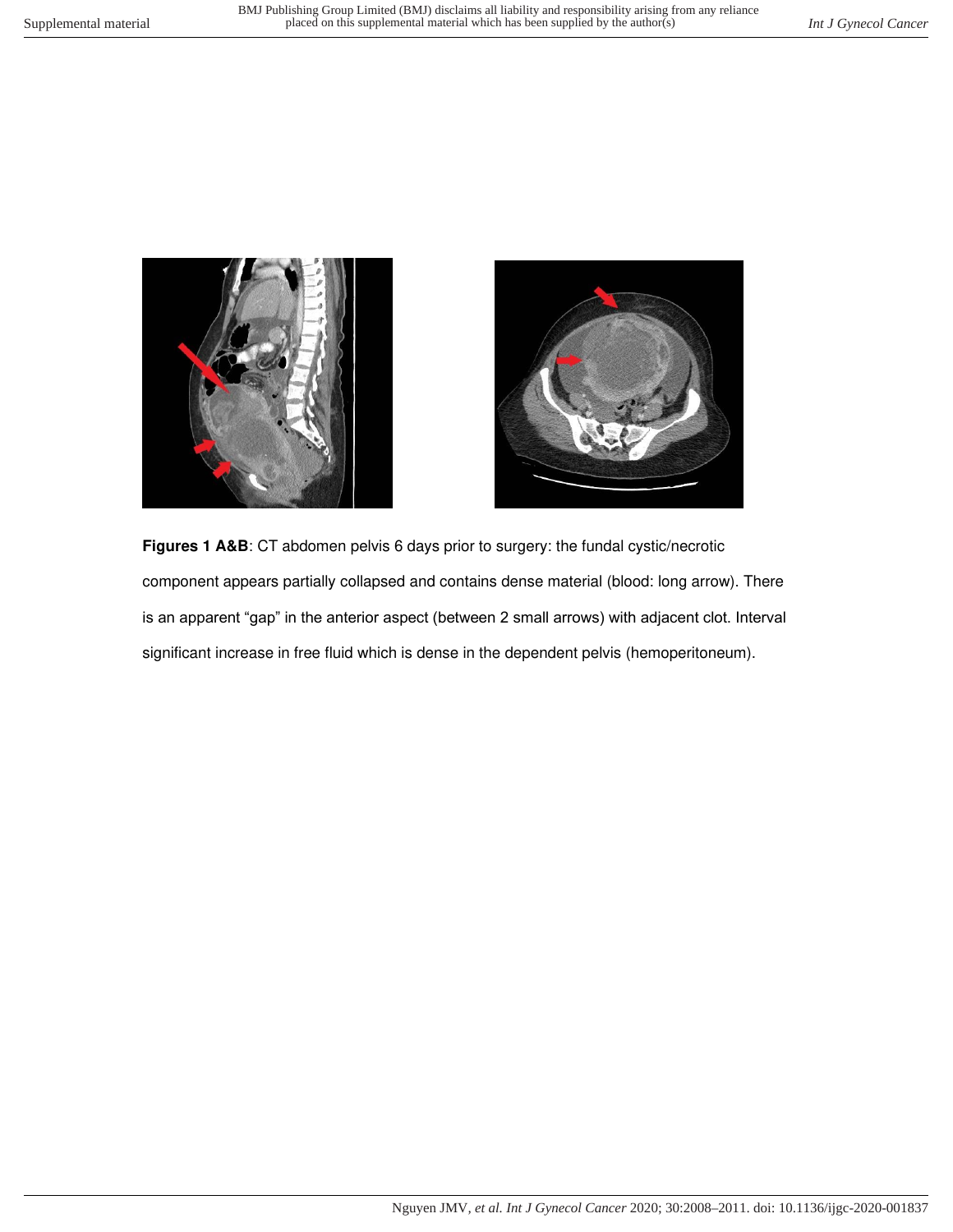**Figures 1 A&B**: CT abdomen pelvis 6 days prior to surgery: the fundal cystic/necrotic component appears partially collapsed and contains dense material (blood: long arrow). There is an apparent “gap” in the anterior aspect (between 2 small arrows) with adjacent clot. Interval significant increase in free fluid which is dense in the dependent pelvis (hemoperitoneum).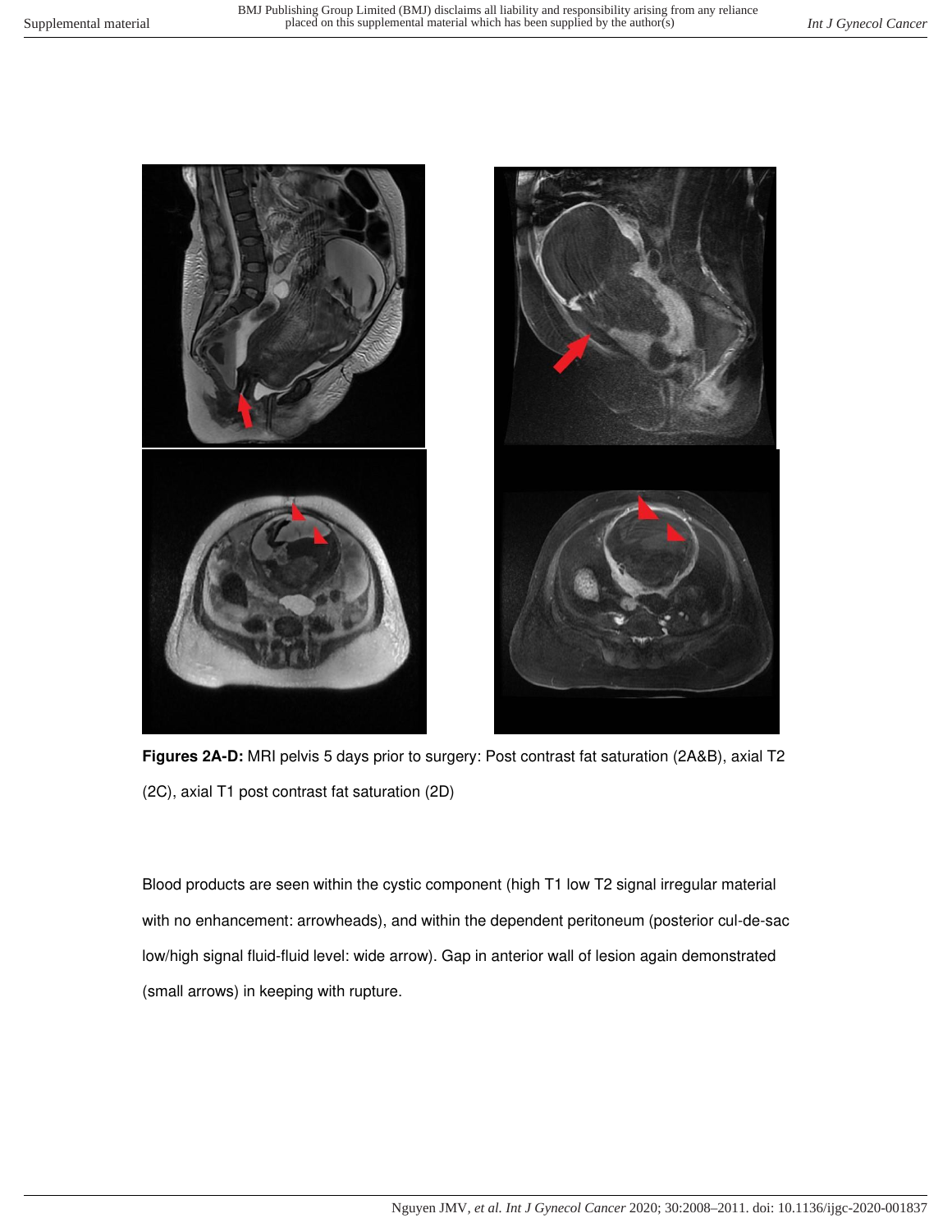**Figures 2A-D:** MRI pelvis 5 days prior to surgery: Post contrast fat saturation (2A&B), axial T2 (2C), axial T1 post contrast fat saturation (2D)

Blood products are seen within the cystic component (high T1 low T2 signal irregular material with no enhancement: arrowheads), and within the dependent peritoneum (posterior cul-de-sac low/high signal fluid-fluid level: wide arrow). Gap in anterior wall of lesion again demonstrated (small arrows) in keeping with rupture.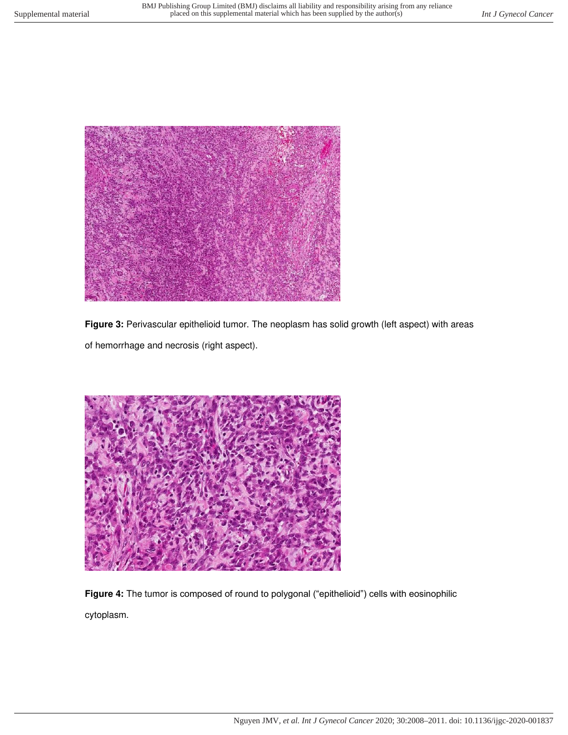**Figure 3:** Perivascular epithelioid tumor. The neoplasm has solid growth (left aspect) with areas of hemorrhage and necrosis (right aspect).

**Figure 4:** The tumor is composed of round to polygonal ("epithelioid") cells with eosinophilic cytoplasm.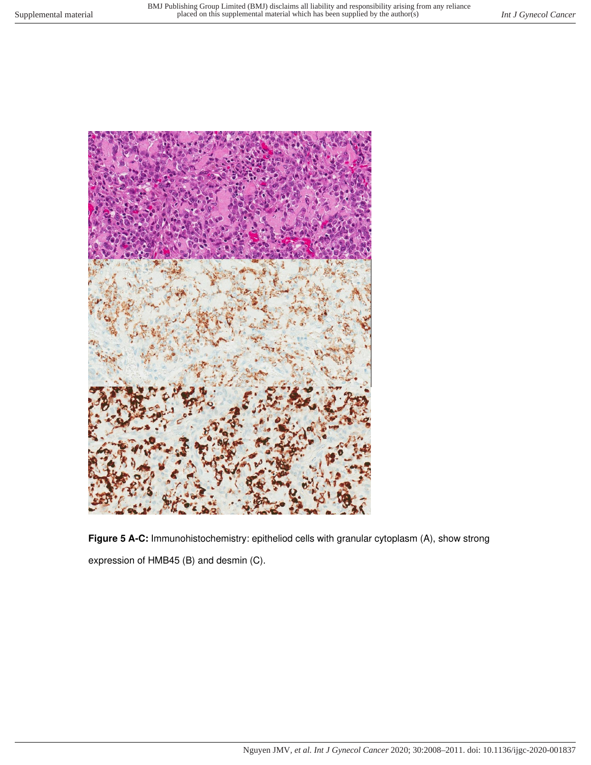**Figure 5 A-C:** Immunohistochemistry: epitheliod cells with granular cytoplasm (A), show strong expression of HMB45 (B) and desmin (C).